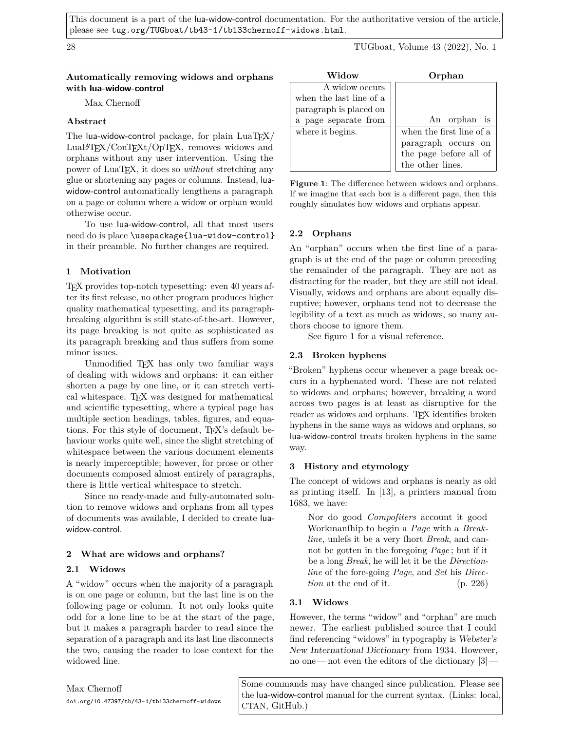This document is a part of the lua-widow-control documentation. For the authoritative version of the article, please see tug.org/TUGboat/tb43-1/tb133chernoff-widows.html.

# Automatically removing widows and orphans with lua-widow-control

Max Chernoff

## Abstract

The lua-widow-control package, for plain LuaTEX/LuaLATEX/ConTEXt/OpTEX, removes widows and orphans without any user intervention. Using the power of LuaTEX, it does so *without* stretching any glue or shortening any pages or columns. Instead, lua-widow-control automatically lengthens a paragraph on a page or column where a widow or orphan would otherwise occur.

To use lua-widow-control, all that most users need do is place `\usepackage{lua-widow-control}` in their preamble. No further changes are required.

## 1 Motivation

TEX provides top-notch typesetting: even 40 years after its first release, no other program produces higher quality mathematical typesetting, and its paragraph-breaking algorithm is still state-of-the-art. However, its page breaking is not quite as sophisticated as its paragraph breaking and thus suffers from some minor issues.

Unmodified TEX has only two familiar ways of dealing with widows and orphans: it can either shorten a page by one line, or it can stretch vertical whitespace. TEX was designed for mathematical and scientific typesetting, where a typical page has multiple section headings, tables, figures, and equations. For this style of document, TEX's default behaviour works quite well, since the slight stretching of whitespace between the various document elements is nearly imperceptible; however, for prose or other documents composed almost entirely of paragraphs, there is little vertical whitespace to stretch.

Since no ready-made and fully-automated solution to remove widows and orphans from all types of documents was available, I decided to create lua-widow-control.

## 2 What are widows and orphans?

### 2.1 Widows

A "widow" occurs when the majority of a paragraph is on one page or column, but the last line is on the following page or column. It not only looks quite odd for a lone line to be at the start of the page, but it makes a paragraph harder to read since the separation of a paragraph and its last line disconnects the two, causing the reader to lose context for the widowed line.

| **Widow** | **Orphan** |
|---|---|
| A widow occurs when the last line of a paragraph is placed on a page separate from | An orphan is |
| where it begins. | when the first line of a paragraph occurs on the page before all of the other lines. |

**Figure 1**: The difference between widows and orphans. If we imagine that each box is a different page, then this roughly simulates how widows and orphans appear.

### 2.2 Orphans

An "orphan" occurs when the first line of a paragraph is at the end of the page or column preceding the remainder of the paragraph. They are not as distracting for the reader, but they are still not ideal. Visually, widows and orphans are about equally disruptive; however, orphans tend not to decrease the legibility of a text as much as widows, so many authors choose to ignore them.

See figure 1 for a visual reference.

### 2.3 Broken hyphens

"Broken" hyphens occur whenever a page break occurs in a hyphenated word. These are not related to widows and orphans; however, breaking a word across two pages is at least as disruptive for the reader as widows and orphans. TEX identifies broken hyphens in the same ways as widows and orphans, so lua-widow-control treats broken hyphens in the same way.

## 3 History and etymology

The concept of widows and orphans is nearly as old as printing itself. In [13], a printers manual from 1683, we have:

> Nor do good *Compofiters* account it good Workmanfhip to begin a *Page* with a *Break-line*, unlefs it be a very fhort *Break*, and cannot be gotten in the foregoing *Page*; but if it be a long *Break*, he will let it be the *Direction-line* of the fore-going *Page*, and *Set* his *Direction* at the end of it. (p. 226)

### 3.1 Widows

However, the terms "widow" and "orphan" are much newer. The earliest published source that I could find referencing "widows" in typography is *Webster's New International Dictionary* from 1934. However, no one — not even the editors of the dictionary [3] —

Max Chernoff
doi.org/10.47397/tb/43-1/tb133chernoff-widows

Some commands may have changed since publication. Please see the lua-widow-control manual for the current syntax. (Links: local, CTAN, GitHub.)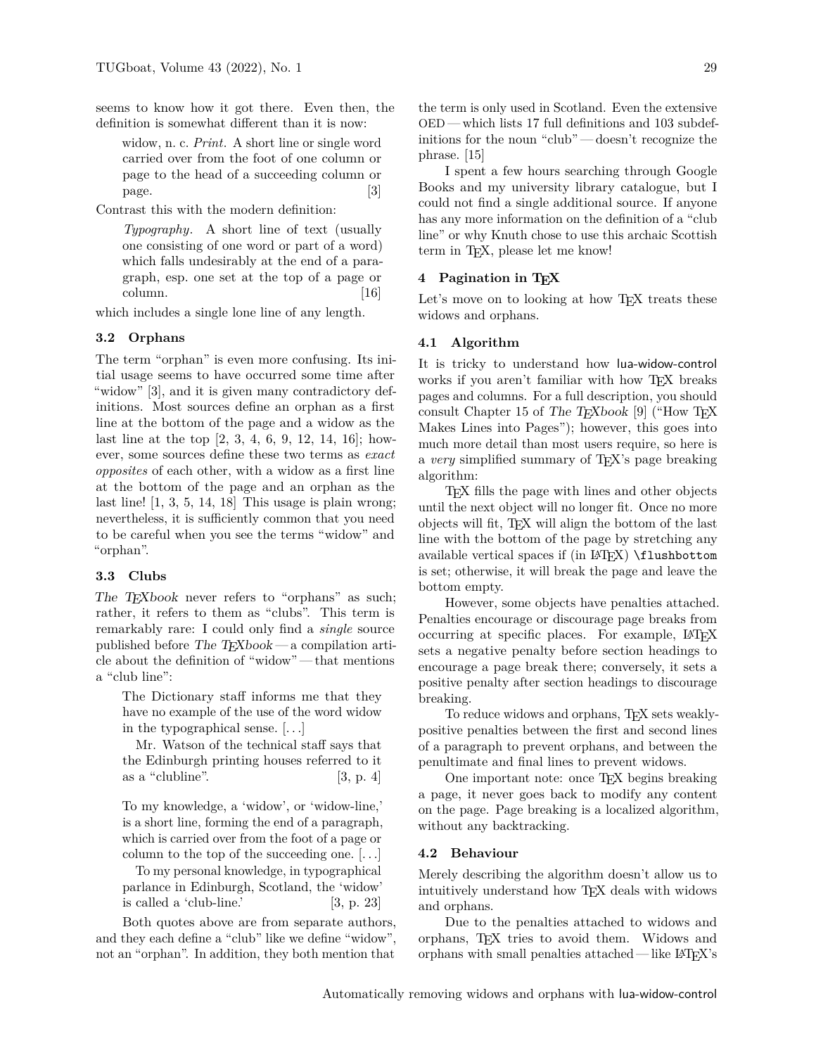seems to know how it got there. Even then, the definition is somewhat different than it is now:

> widow, n. c. *Print.* A short line or single word carried over from the foot of one column or page to the head of a succeeding column or page. [3]

Contrast this with the modern definition:

> *Typography.* A short line of text (usually one consisting of one word or part of a word) which falls undesirably at the end of a paragraph, esp. one set at the top of a page or column. [16]

which includes a single lone line of any length.

### 3.2 Orphans

The term "orphan" is even more confusing. Its initial usage seems to have occurred some time after "widow" [3], and it is given many contradictory definitions. Most sources define an orphan as a first line at the bottom of the page and a widow as the last line at the top [2, 3, 4, 6, 9, 12, 14, 16]; however, some sources define these two terms as *exact opposites* of each other, with a widow as a first line at the bottom of the page and an orphan as the last line! [1, 3, 5, 14, 18] This usage is plain wrong; nevertheless, it is sufficiently common that you need to be careful when you see the terms "widow" and "orphan".

### 3.3 Clubs

*The TEXbook* never refers to "orphans" as such; rather, it refers to them as "clubs". This term is remarkably rare: I could only find a *single* source published before *The TEXbook* — a compilation article about the definition of "widow" — that mentions a "club line":

> The Dictionary staff informs me that they have no example of the use of the word widow in the typographical sense. [. . .]
>
> Mr. Watson of the technical staff says that the Edinburgh printing houses referred to it as a "clubline". [3, p. 4]

> To my knowledge, a 'widow', or 'widow-line,' is a short line, forming the end of a paragraph, which is carried over from the foot of a page or column to the top of the succeeding one. [. . .]
>
> To my personal knowledge, in typographical parlance in Edinburgh, Scotland, the 'widow' is called a 'club-line.' [3, p. 23]

Both quotes above are from separate authors, and they each define a "club" like we define "widow", not an "orphan". In addition, they both mention that the term is only used in Scotland. Even the extensive OED — which lists 17 full definitions and 103 subdefinitions for the noun "club" — doesn't recognize the phrase. [15]

I spent a few hours searching through Google Books and my university library catalogue, but I could not find a single additional source. If anyone has any more information on the definition of a "club line" or why Knuth chose to use this archaic Scottish term in TEX, please let me know!

## 4 Pagination in TEX

Let's move on to looking at how TEX treats these widows and orphans.

### 4.1 Algorithm

It is tricky to understand how lua-widow-control works if you aren't familiar with how TEX breaks pages and columns. For a full description, you should consult Chapter 15 of *The TEXbook* [9] ("How TEX Makes Lines into Pages"); however, this goes into much more detail than most users require, so here is a *very* simplified summary of TEX's page breaking algorithm:

TEX fills the page with lines and other objects until the next object will no longer fit. Once no more objects will fit, TEX will align the bottom of the last line with the bottom of the page by stretching any available vertical spaces if (in LATEX) `\flushbottom` is set; otherwise, it will break the page and leave the bottom empty.

However, some objects have penalties attached. Penalties encourage or discourage page breaks from occurring at specific places. For example, LATEX sets a negative penalty before section headings to encourage a page break there; conversely, it sets a positive penalty after section headings to discourage breaking.

To reduce widows and orphans, TEX sets weakly-positive penalties between the first and second lines of a paragraph to prevent orphans, and between the penultimate and final lines to prevent widows.

One important note: once TEX begins breaking a page, it never goes back to modify any content on the page. Page breaking is a localized algorithm, without any backtracking.

### 4.2 Behaviour

Merely describing the algorithm doesn't allow us to intuitively understand how TEX deals with widows and orphans.

Due to the penalties attached to widows and orphans, TEX tries to avoid them. Widows and orphans with small penalties attached — like LATEX's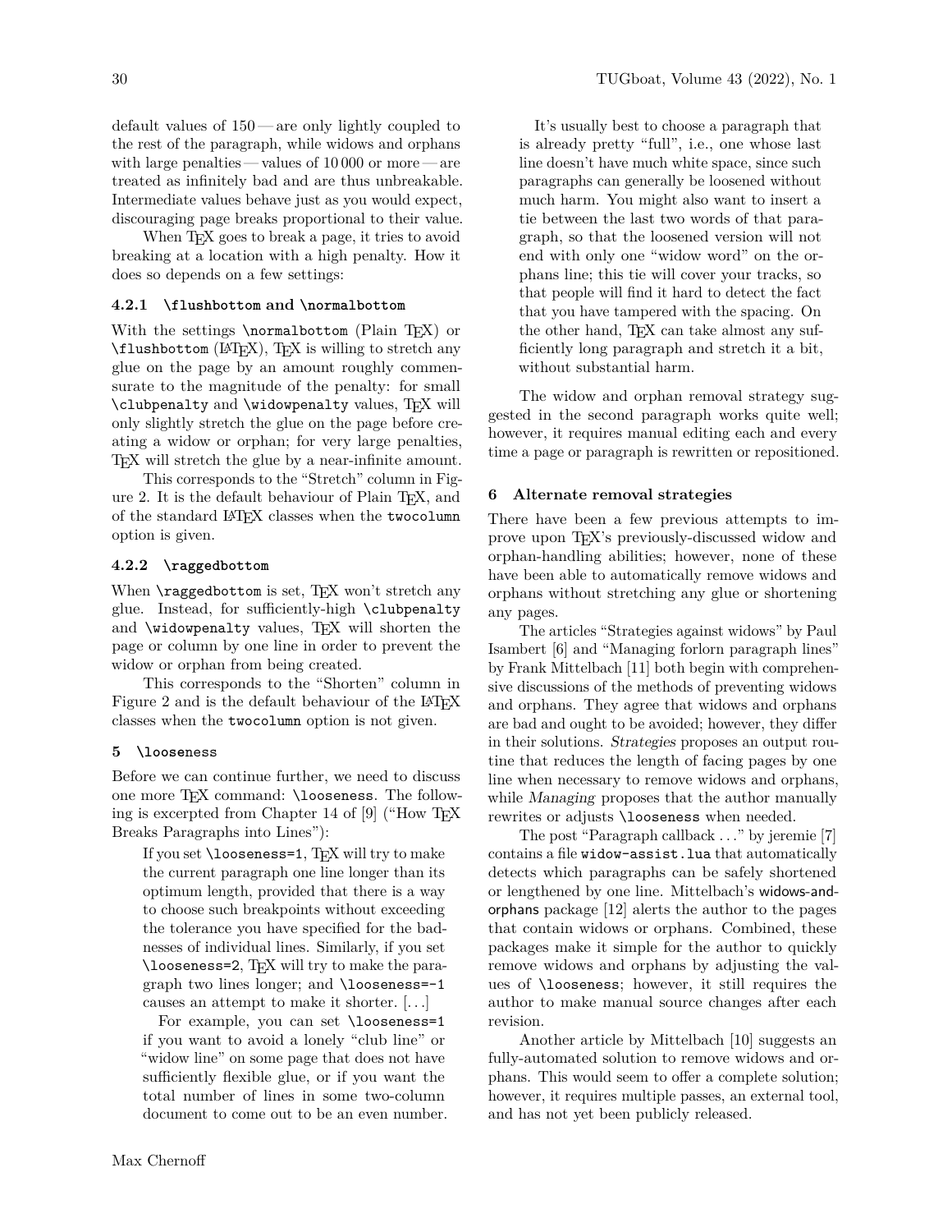default values of 150 — are only lightly coupled to the rest of the paragraph, while widows and orphans with large penalties — values of 10 000 or more — are treated as infinitely bad and are thus unbreakable. Intermediate values behave just as you would expect, discouraging page breaks proportional to their value.

When TeX goes to break a page, it tries to avoid breaking at a location with a high penalty. How it does so depends on a few settings:

#### 4.2.1 `\flushbottom` and `\normalbottom`

With the settings `\normalbottom` (Plain TeX) or `\flushbottom` (LaTeX), TeX is willing to stretch any glue on the page by an amount roughly commensurate to the magnitude of the penalty: for small `\clubpenalty` and `\widowpenalty` values, TeX will only slightly stretch the glue on the page before creating a widow or orphan; for very large penalties, TeX will stretch the glue by a near-infinite amount.

This corresponds to the "Stretch" column in Figure 2. It is the default behaviour of Plain TeX, and of the standard LaTeX classes when the `twocolumn` option is given.

#### 4.2.2 `\raggedbottom`

When `\raggedbottom` is set, TeX won't stretch any glue. Instead, for sufficiently-high `\clubpenalty` and `\widowpenalty` values, TeX will shorten the page or column by one line in order to prevent the widow or orphan from being created.

This corresponds to the "Shorten" column in Figure 2 and is the default behaviour of the LaTeX classes when the `twocolumn` option is not given.

### 5 `\looseness`

Before we can continue further, we need to discuss one more TeX command: `\looseness`. The following is excerpted from Chapter 14 of [9] ("How TeX Breaks Paragraphs into Lines"):

> If you set `\looseness=1`, TeX will try to make the current paragraph one line longer than its optimum length, provided that there is a way to choose such breakpoints without exceeding the tolerance you have specified for the badnesses of individual lines. Similarly, if you set `\looseness=2`, TeX will try to make the paragraph two lines longer; and `\looseness=-1` causes an attempt to make it shorter. [...]
>
> For example, you can set `\looseness=1` if you want to avoid a lonely "club line" or "widow line" on some page that does not have sufficiently flexible glue, or if you want the total number of lines in some two-column document to come out to be an even number.
>
> It's usually best to choose a paragraph that is already pretty "full", i.e., one whose last line doesn't have much white space, since such paragraphs can generally be loosened without much harm. You might also want to insert a tie between the last two words of that paragraph, so that the loosened version will not end with only one "widow word" on the orphans line; this tie will cover your tracks, so that people will find it hard to detect the fact that you have tampered with the spacing. On the other hand, TeX can take almost any sufficiently long paragraph and stretch it a bit, without substantial harm.

The widow and orphan removal strategy suggested in the second paragraph works quite well; however, it requires manual editing each and every time a page or paragraph is rewritten or repositioned.

### 6 Alternate removal strategies

There have been a few previous attempts to improve upon TeX's previously-discussed widow and orphan-handling abilities; however, none of these have been able to automatically remove widows and orphans without stretching any glue or shortening any pages.

The articles "Strategies against widows" by Paul Isambert [6] and "Managing forlorn paragraph lines" by Frank Mittelbach [11] both begin with comprehensive discussions of the methods of preventing widows and orphans. They agree that widows and orphans are bad and ought to be avoided; however, they differ in their solutions. *Strategies* proposes an output routine that reduces the length of facing pages by one line when necessary to remove widows and orphans, while *Managing* proposes that the author manually rewrites or adjusts `\looseness` when needed.

The post "Paragraph callback ..." by jeremie [7] contains a file `widow-assist.lua` that automatically detects which paragraphs can be safely shortened or lengthened by one line. Mittelbach's widows-and-orphans package [12] alerts the author to the pages that contain widows or orphans. Combined, these packages make it simple for the author to quickly remove widows and orphans by adjusting the values of `\looseness`; however, it still requires the author to make manual source changes after each revision.

Another article by Mittelbach [10] suggests an fully-automated solution to remove widows and orphans. This would seem to offer a complete solution; however, it requires multiple passes, an external tool, and has not yet been publicly released.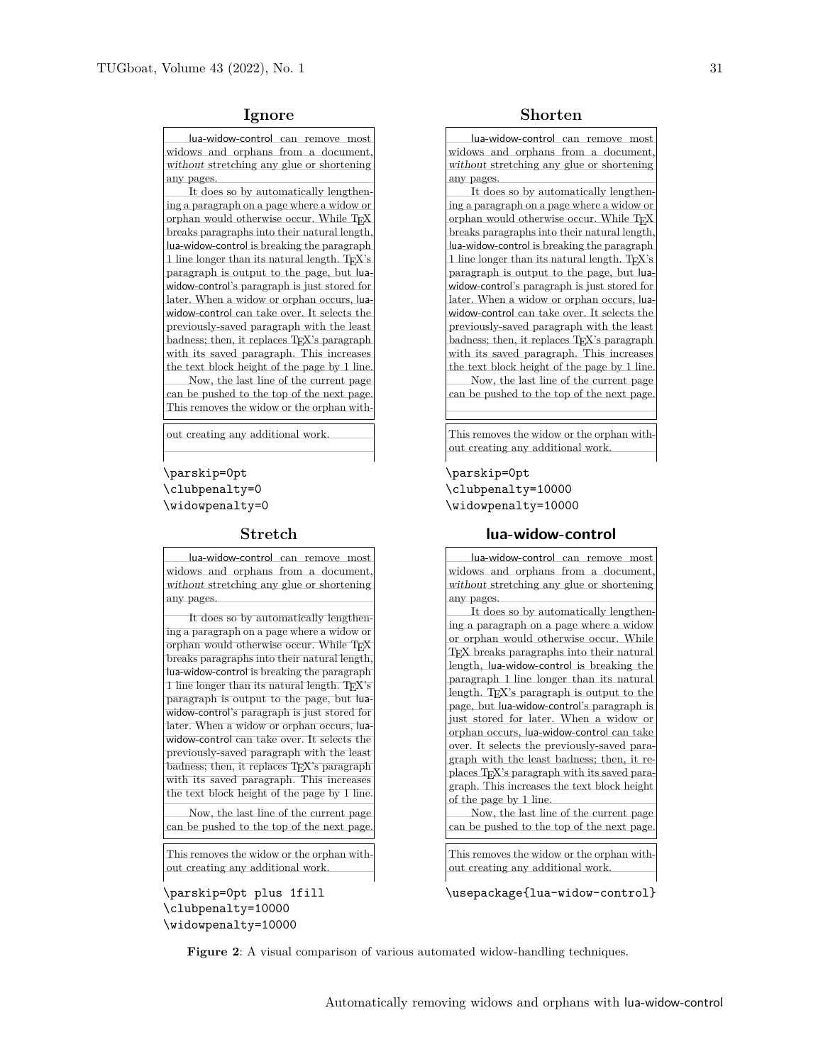### Ignore

lua-widow-control can remove most widows and orphans from a document, *without* stretching any glue or shortening any pages.

It does so by automatically lengthening a paragraph on a page where a widow or orphan would otherwise occur. While TEX breaks paragraphs into their natural length, lua-widow-control is breaking the paragraph 1 line longer than its natural length. TEX's paragraph is output to the page, but lua-widow-control's paragraph is just stored for later. When a widow or orphan occurs, lua-widow-control can take over. It selects the previously-saved paragraph with the least badness; then, it replaces TEX's paragraph with its saved paragraph. This increases the text block height of the page by 1 line.

Now, the last line of the current page can be pushed to the top of the next page. This removes the widow or the orphan with-

out creating any additional work.

```
\parskip=0pt
\clubpenalty=0
\widowpenalty=0
```

### Shorten

lua-widow-control can remove most widows and orphans from a document, *without* stretching any glue or shortening any pages.

It does so by automatically lengthening a paragraph on a page where a widow or orphan would otherwise occur. While TEX breaks paragraphs into their natural length, lua-widow-control is breaking the paragraph 1 line longer than its natural length. TEX's paragraph is output to the page, but lua-widow-control's paragraph is just stored for later. When a widow or orphan occurs, lua-widow-control can take over. It selects the previously-saved paragraph with the least badness; then, it replaces TEX's paragraph with its saved paragraph. This increases the text block height of the page by 1 line.

Now, the last line of the current page can be pushed to the top of the next page.

This removes the widow or the orphan without creating any additional work.

```
\parskip=0pt
\clubpenalty=10000
\widowpenalty=10000
```

### Stretch

lua-widow-control can remove most widows and orphans from a document, *without* stretching any glue or shortening any pages.

It does so by automatically lengthening a paragraph on a page where a widow or orphan would otherwise occur. While TEX breaks paragraphs into their natural length, lua-widow-control is breaking the paragraph 1 line longer than its natural length. TEX's paragraph is output to the page, but lua-widow-control's paragraph is just stored for later. When a widow or orphan occurs, lua-widow-control can take over. It selects the previously-saved paragraph with the least badness; then, it replaces TEX's paragraph with its saved paragraph. This increases the text block height of the page by 1 line.

Now, the last line of the current page can be pushed to the top of the next page.

This removes the widow or the orphan without creating any additional work.

```
\parskip=0pt plus 1fill
\clubpenalty=10000
\widowpenalty=10000
```

### lua-widow-control

lua-widow-control can remove most widows and orphans from a document, *without* stretching any glue or shortening any pages.

It does so by automatically lengthening a paragraph on a page where a widow or orphan would otherwise occur. While TEX breaks paragraphs into their natural length, lua-widow-control is breaking the paragraph 1 line longer than its natural length. TEX's paragraph is output to the page, but lua-widow-control's paragraph is just stored for later. When a widow or orphan occurs, lua-widow-control can take over. It selects the previously-saved paragraph with the least badness; then, it replaces TEX's paragraph with its saved paragraph. This increases the text block height of the page by 1 line.

Now, the last line of the current page can be pushed to the top of the next page.

This removes the widow or the orphan without creating any additional work.

```
\usepackage{lua-widow-control}
```

**Figure 2**: A visual comparison of various automated widow-handling techniques.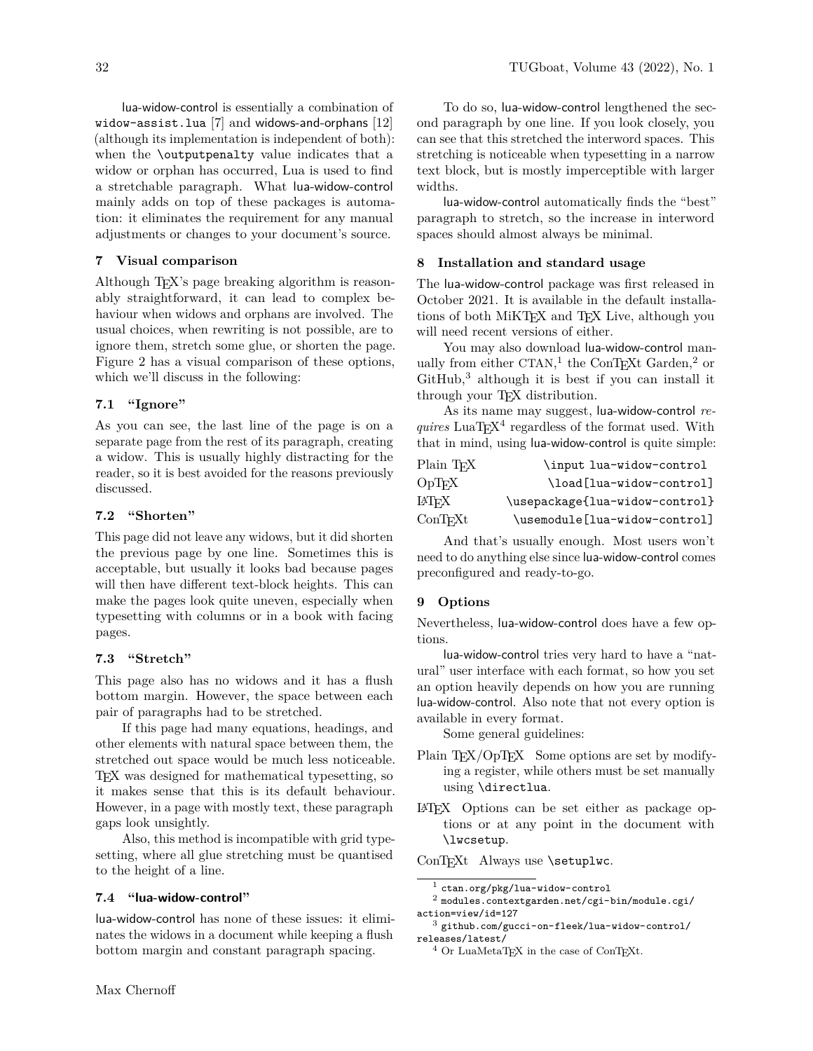lua-widow-control is essentially a combination of `widow-assist.lua` [7] and widows-and-orphans [12] (although its implementation is independent of both): when the `\outputpenalty` value indicates that a widow or orphan has occurred, Lua is used to find a stretchable paragraph. What lua-widow-control mainly adds on top of these packages is automation: it eliminates the requirement for any manual adjustments or changes to your document's source.

## 7 Visual comparison

Although TeX's page breaking algorithm is reasonably straightforward, it can lead to complex behaviour when widows and orphans are involved. The usual choices, when rewriting is not possible, are to ignore them, stretch some glue, or shorten the page. Figure 2 has a visual comparison of these options, which we'll discuss in the following:

### 7.1 "Ignore"

As you can see, the last line of the page is on a separate page from the rest of its paragraph, creating a widow. This is usually highly distracting for the reader, so it is best avoided for the reasons previously discussed.

### 7.2 "Shorten"

This page did not leave any widows, but it did shorten the previous page by one line. Sometimes this is acceptable, but usually it looks bad because pages will then have different text-block heights. This can make the pages look quite uneven, especially when typesetting with columns or in a book with facing pages.

### 7.3 "Stretch"

This page also has no widows and it has a flush bottom margin. However, the space between each pair of paragraphs had to be stretched.

If this page had many equations, headings, and other elements with natural space between them, the stretched out space would be much less noticeable. TeX was designed for mathematical typesetting, so it makes sense that this is its default behaviour. However, in a page with mostly text, these paragraph gaps look unsightly.

Also, this method is incompatible with grid typesetting, where all glue stretching must be quantised to the height of a line.

### 7.4 "lua-widow-control"

lua-widow-control has none of these issues: it eliminates the widows in a document while keeping a flush bottom margin and constant paragraph spacing.

To do so, lua-widow-control lengthened the second paragraph by one line. If you look closely, you can see that this stretched the interword spaces. This stretching is noticeable when typesetting in a narrow text block, but is mostly imperceptible with larger widths.

lua-widow-control automatically finds the "best" paragraph to stretch, so the increase in interword spaces should almost always be minimal.

## 8 Installation and standard usage

The lua-widow-control package was first released in October 2021. It is available in the default installations of both MiKTeX and TeX Live, although you will need recent versions of either.

You may also download lua-widow-control manually from either CTAN,[1] the ConTeXt Garden,[2] or GitHub,[3] although it is best if you can install it through your TeX distribution.

As its name may suggest, lua-widow-control *requires* LuaTeX[4] regardless of the format used. With that in mind, using lua-widow-control is quite simple:

| | |
|---|---|
| Plain TeX | `\input lua-widow-control` |
| OpTeX | `\load[lua-widow-control]` |
| LaTeX | `\usepackage{lua-widow-control}` |
| ConTeXt | `\usemodule[lua-widow-control]` |

And that's usually enough. Most users won't need to do anything else since lua-widow-control comes preconfigured and ready-to-go.

## 9 Options

Nevertheless, lua-widow-control does have a few options.

lua-widow-control tries very hard to have a "natural" user interface with each format, so how you set an option heavily depends on how you are running lua-widow-control. Also note that not every option is available in every format.

Some general guidelines:

- Plain TeX/OpTeX Some options are set by modifying a register, while others must be set manually using `\directlua`.
- LaTeX Options can be set either as package options or at any point in the document with `\lwcsetup`.
- ConTeXt Always use `\setuplwc`.

---

[1] `ctan.org/pkg/lua-widow-control`

[2] `modules.contextgarden.net/cgi-bin/module.cgi/action=view/id=127`

[3] `github.com/gucci-on-fleek/lua-widow-control/releases/latest/`

[4] Or LuaMetaTeX in the case of ConTeXt.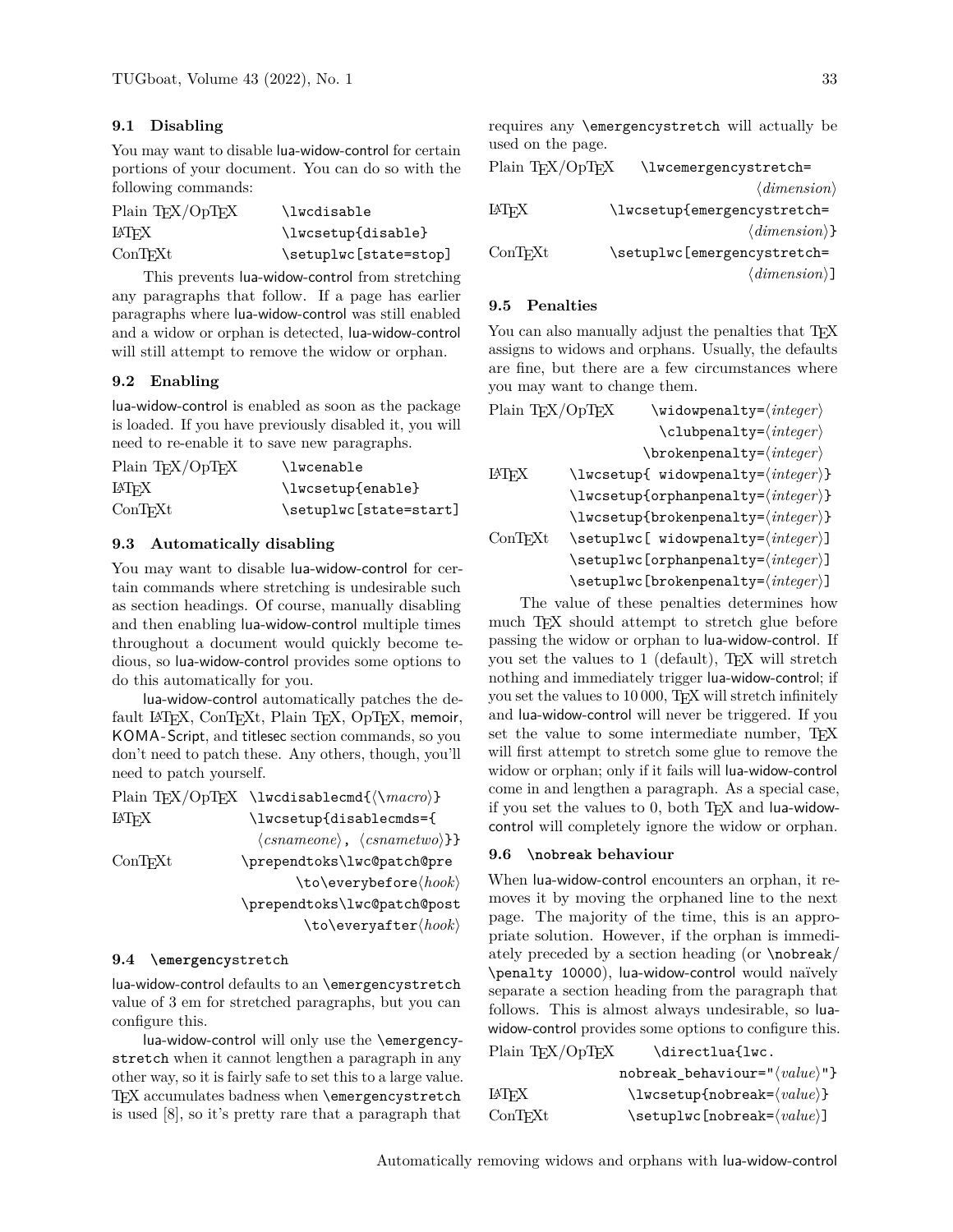### 9.1 Disabling

You may want to disable lua-widow-control for certain portions of your document. You can do so with the following commands:

| | |
|---|---|
| Plain TeX/OpTeX | `\lwcdisable` |
| LaTeX | `\lwcsetup{disable}` |
| ConTeXt | `\setuplwc[state=stop]` |

This prevents lua-widow-control from stretching any paragraphs that follow. If a page has earlier paragraphs where lua-widow-control was still enabled and a widow or orphan is detected, lua-widow-control will still attempt to remove the widow or orphan.

### 9.2 Enabling

lua-widow-control is enabled as soon as the package is loaded. If you have previously disabled it, you will need to re-enable it to save new paragraphs.

| | |
|---|---|
| Plain TeX/OpTeX | `\lwcenable` |
| LaTeX | `\lwcsetup{enable}` |
| ConTeXt | `\setuplwc[state=start]` |

### 9.3 Automatically disabling

You may want to disable lua-widow-control for certain commands where stretching is undesirable such as section headings. Of course, manually disabling and then enabling lua-widow-control multiple times throughout a document would quickly become tedious, so lua-widow-control provides some options to do this automatically for you.

lua-widow-control automatically patches the default LaTeX, ConTeXt, Plain TeX, OpTeX, memoir, KOMA-Script, and titlesec section commands, so you don't need to patch these. Any others, though, you'll need to patch yourself.

| | |
|---|---|
| Plain TeX/OpTeX | `\lwcdisablecmd{`⟨`\`*macro*⟩`}` |
| LaTeX | `\lwcsetup{disablecmds={`⟨*csnameone*⟩`,` ⟨*csnametwo*⟩`}}` |
| ConTeXt | `\prependtoks\lwc@patch@pre \to\everybefore`⟨*hook*⟩ `\prependtoks\lwc@patch@post \to\everyafter`⟨*hook*⟩ |

### 9.4 `\emergencystretch`

lua-widow-control defaults to an `\emergencystretch` value of 3 em for stretched paragraphs, but you can configure this.

lua-widow-control will only use the `\emergencystretch` when it cannot lengthen a paragraph in any other way, so it is fairly safe to set this to a large value. TeX accumulates badness when `\emergencystretch` is used [8], so it's pretty rare that a paragraph that requires any `\emergencystretch` will actually be used on the page.

| | |
|---|---|
| Plain TeX/OpTeX | `\lwcemergencystretch=`⟨*dimension*⟩ |
| LaTeX | `\lwcsetup{emergencystretch=`⟨*dimension*⟩`}` |
| ConTeXt | `\setuplwc[emergencystretch=`⟨*dimension*⟩`]` |

### 9.5 Penalties

You can also manually adjust the penalties that TeX assigns to widows and orphans. Usually, the defaults are fine, but there are a few circumstances where you may want to change them.

| | |
|---|---|
| Plain TeX/OpTeX | `\widowpenalty=`⟨*integer*⟩ |
| | `\clubpenalty=`⟨*integer*⟩ |
| | `\brokenpenalty=`⟨*integer*⟩ |
| LaTeX | `\lwcsetup{ widowpenalty=`⟨*integer*⟩`}` |
| | `\lwcsetup{orphanpenalty=`⟨*integer*⟩`}` |
| | `\lwcsetup{brokenpenalty=`⟨*integer*⟩`}` |
| ConTeXt | `\setuplwc[ widowpenalty=`⟨*integer*⟩`]` |
| | `\setuplwc[orphanpenalty=`⟨*integer*⟩`]` |
| | `\setuplwc[brokenpenalty=`⟨*integer*⟩`]` |

The value of these penalties determines how much TeX should attempt to stretch glue before passing the widow or orphan to lua-widow-control. If you set the values to 1 (default), TeX will stretch nothing and immediately trigger lua-widow-control; if you set the values to 10 000, TeX will stretch infinitely and lua-widow-control will never be triggered. If you set the value to some intermediate number, TeX will first attempt to stretch some glue to remove the widow or orphan; only if it fails will lua-widow-control come in and lengthen a paragraph. As a special case, if you set the values to 0, both TeX and lua-widow-control will completely ignore the widow or orphan.

### 9.6 `\nobreak` behaviour

When lua-widow-control encounters an orphan, it removes it by moving the orphaned line to the next page. The majority of the time, this is an appropriate solution. However, if the orphan is immediately preceded by a section heading (or `\nobreak`/`\penalty 10000`), lua-widow-control would naïvely separate a section heading from the paragraph that follows. This is almost always undesirable, so lua-widow-control provides some options to configure this.

| | |
|---|---|
| Plain TeX/OpTeX | `\directlua{lwc.nobreak_behaviour="`⟨*value*⟩`"}` |
| LaTeX | `\lwcsetup{nobreak=`⟨*value*⟩`}` |
| ConTeXt | `\setuplwc[nobreak=`⟨*value*⟩`]` |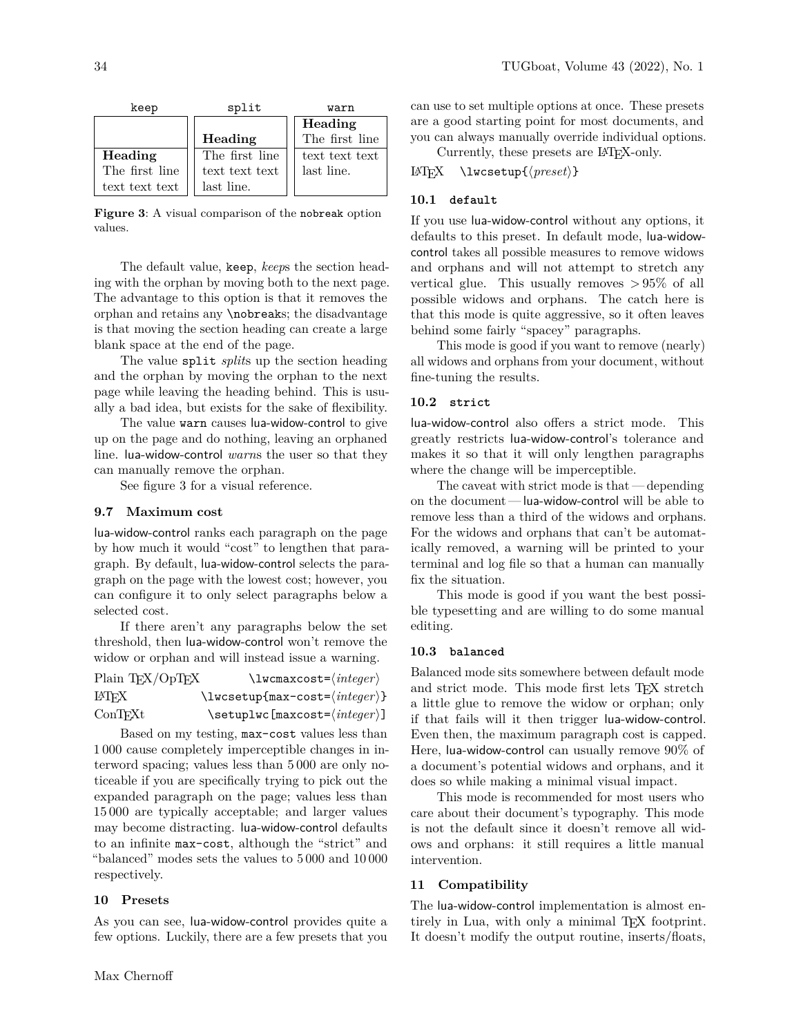| keep | split | warn |
|---|---|---|
| | | **Heading** The first line |
| | **Heading** | |
| **Heading** The first line text text text | The first line text text text last line. | text text text last line. |

**Figure 3**: A visual comparison of the `nobreak` option values.

The default value, `keep`, *keep*s the section heading with the orphan by moving both to the next page. The advantage to this option is that it removes the orphan and retains any `\nobreak`s; the disadvantage is that moving the section heading can create a large blank space at the end of the page.

The value `split` *split*s up the section heading and the orphan by moving the orphan to the next page while leaving the heading behind. This is usually a bad idea, but exists for the sake of flexibility.

The value `warn` causes lua-widow-control to give up on the page and do nothing, leaving an orphaned line. lua-widow-control *warn*s the user so that they can manually remove the orphan.

See figure 3 for a visual reference.

### 9.7 Maximum cost

lua-widow-control ranks each paragraph on the page by how much it would "cost" to lengthen that paragraph. By default, lua-widow-control selects the paragraph on the page with the lowest cost; however, you can configure it to only select paragraphs below a selected cost.

If there aren't any paragraphs below the set threshold, then lua-widow-control won't remove the widow or orphan and will instead issue a warning.

| | |
|---|---|
| Plain TeX/OpTeX | `\lwcmaxcost=⟨integer⟩` |
| LaTeX | `\lwcsetup{max-cost=⟨integer⟩}` |
| ConTeXt | `\setuplwc[maxcost=⟨integer⟩]` |

Based on my testing, `max-cost` values less than 1 000 cause completely imperceptible changes in interword spacing; values less than 5 000 are only noticeable if you are specifically trying to pick out the expanded paragraph on the page; values less than 15 000 are typically acceptable; and larger values may become distracting. lua-widow-control defaults to an infinite `max-cost`, although the "strict" and "balanced" modes sets the values to 5 000 and 10 000 respectively.

## 10 Presets

As you can see, lua-widow-control provides quite a few options. Luckily, there are a few presets that you can use to set multiple options at once. These presets are a good starting point for most documents, and you can always manually override individual options.

Currently, these presets are LaTeX-only.

LaTeX `\lwcsetup{⟨preset⟩}`

### 10.1 `default`

If you use lua-widow-control without any options, it defaults to this preset. In default mode, lua-widow-control takes all possible measures to remove widows and orphans and will not attempt to stretch any vertical glue. This usually removes $>95\%$ of all possible widows and orphans. The catch here is that this mode is quite aggressive, so it often leaves behind some fairly "spacey" paragraphs.

This mode is good if you want to remove (nearly) all widows and orphans from your document, without fine-tuning the results.

### 10.2 `strict`

lua-widow-control also offers a strict mode. This greatly restricts lua-widow-control's tolerance and makes it so that it will only lengthen paragraphs where the change will be imperceptible.

The caveat with strict mode is that — depending on the document — lua-widow-control will be able to remove less than a third of the widows and orphans. For the widows and orphans that can't be automatically removed, a warning will be printed to your terminal and log file so that a human can manually fix the situation.

This mode is good if you want the best possible typesetting and are willing to do some manual editing.

### 10.3 `balanced`

Balanced mode sits somewhere between default mode and strict mode. This mode first lets TeX stretch a little glue to remove the widow or orphan; only if that fails will it then trigger lua-widow-control. Even then, the maximum paragraph cost is capped. Here, lua-widow-control can usually remove 90% of a document's potential widows and orphans, and it does so while making a minimal visual impact.

This mode is recommended for most users who care about their document's typography. This mode is not the default since it doesn't remove all widows and orphans: it still requires a little manual intervention.

## 11 Compatibility

The lua-widow-control implementation is almost entirely in Lua, with only a minimal TeX footprint. It doesn't modify the output routine, inserts/floats,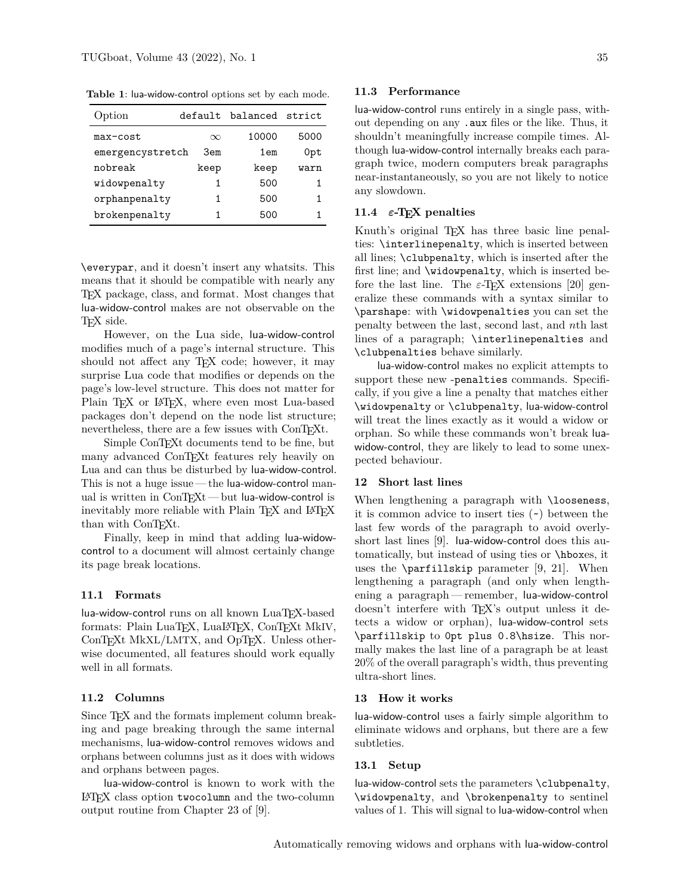**Table 1**: lua-widow-control options set by each mode.

| Option | default | balanced | strict |
|---|---|---|---|
| max-cost | $\infty$ | 10000 | 5000 |
| emergencystretch | 3em | 1em | 0pt |
| nobreak | keep | keep | warn |
| widowpenalty | 1 | 500 | 1 |
| orphanpenalty | 1 | 500 | 1 |
| brokenpenalty | 1 | 500 | 1 |

`\everypar`, and it doesn't insert any whatsits. This means that it should be compatible with nearly any TeX package, class, and format. Most changes that lua-widow-control makes are not observable on the TeX side.

However, on the Lua side, lua-widow-control modifies much of a page's internal structure. This should not affect any TeX code; however, it may surprise Lua code that modifies or depends on the page's low-level structure. This does not matter for Plain TeX or LaTeX, where even most Lua-based packages don't depend on the node list structure; nevertheless, there are a few issues with ConTeXt.

Simple ConTeXt documents tend to be fine, but many advanced ConTeXt features rely heavily on Lua and can thus be disturbed by lua-widow-control. This is not a huge issue — the lua-widow-control manual is written in ConTeXt — but lua-widow-control is inevitably more reliable with Plain TeX and LaTeX than with ConTeXt.

Finally, keep in mind that adding lua-widow-control to a document will almost certainly change its page break locations.

### 11.1 Formats

lua-widow-control runs on all known LuaTeX-based formats: Plain LuaTeX, LuaLaTeX, ConTeXt MkIV, ConTeXt MkXL/LMTX, and OpTeX. Unless otherwise documented, all features should work equally well in all formats.

### 11.2 Columns

Since TeX and the formats implement column breaking and page breaking through the same internal mechanisms, lua-widow-control removes widows and orphans between columns just as it does with widows and orphans between pages.

lua-widow-control is known to work with the LaTeX class option `twocolumn` and the two-column output routine from Chapter 23 of [9].

### 11.3 Performance

lua-widow-control runs entirely in a single pass, without depending on any `.aux` files or the like. Thus, it shouldn't meaningfully increase compile times. Although lua-widow-control internally breaks each paragraph twice, modern computers break paragraphs near-instantaneously, so you are not likely to notice any slowdown.

### 11.4 ε-TeX penalties

Knuth's original TeX has three basic line penalties: `\interlinepenalty`, which is inserted between all lines; `\clubpenalty`, which is inserted after the first line; and `\widowpenalty`, which is inserted before the last line. The ε-TeX extensions [20] generalize these commands with a syntax similar to `\parshape`: with `\widowpenalties` you can set the penalty between the last, second last, and *n*th last lines of a paragraph; `\interlinepenalties` and `\clubpenalties` behave similarly.

lua-widow-control makes no explicit attempts to support these new `-penalties` commands. Specifically, if you give a line a penalty that matches either `\widowpenalty` or `\clubpenalty`, lua-widow-control will treat the lines exactly as it would a widow or orphan. So while these commands won't break lua-widow-control, they are likely to lead to some unexpected behaviour.

## 12 Short last lines

When lengthening a paragraph with `\looseness`, it is common advice to insert ties (`~`) between the last few words of the paragraph to avoid overly-short last lines [9]. lua-widow-control does this automatically, but instead of using ties or `\hbox`es, it uses the `\parfillskip` parameter [9, 21]. When lengthening a paragraph (and only when lengthening a paragraph — remember, lua-widow-control doesn't interfere with TeX's output unless it detects a widow or orphan), lua-widow-control sets `\parfillskip` to `0pt plus 0.8\hsize`. This normally makes the last line of a paragraph be at least 20% of the overall paragraph's width, thus preventing ultra-short lines.

## 13 How it works

lua-widow-control uses a fairly simple algorithm to eliminate widows and orphans, but there are a few subtleties.

### 13.1 Setup

lua-widow-control sets the parameters `\clubpenalty`, `\widowpenalty`, and `\brokenpenalty` to sentinel values of 1. This will signal to lua-widow-control when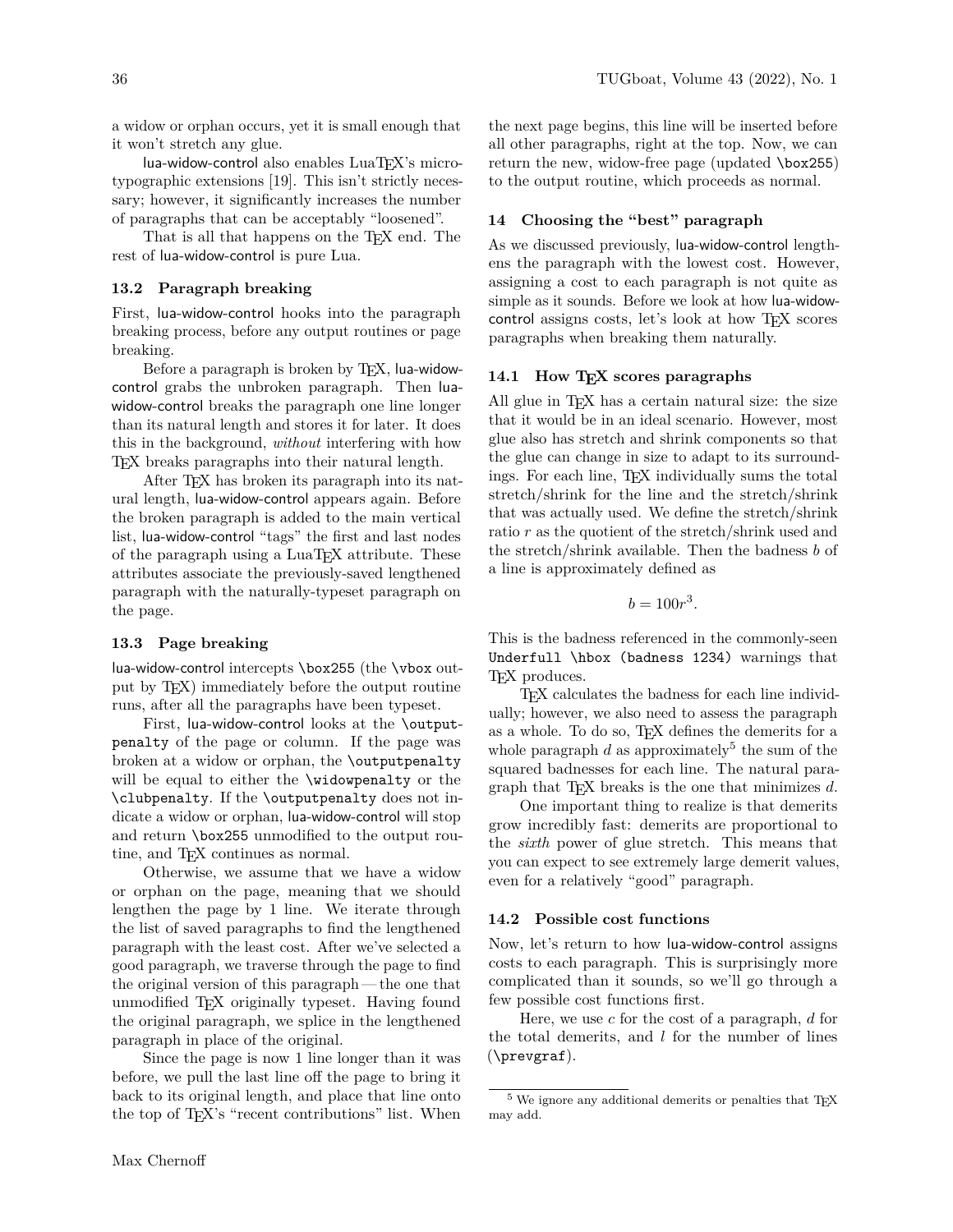a widow or orphan occurs, yet it is small enough that it won't stretch any glue.

lua-widow-control also enables LuaTeX's microtypographic extensions [19]. This isn't strictly necessary; however, it significantly increases the number of paragraphs that can be acceptably "loosened".

That is all that happens on the TeX end. The rest of lua-widow-control is pure Lua.

### 13.2 Paragraph breaking

First, lua-widow-control hooks into the paragraph breaking process, before any output routines or page breaking.

Before a paragraph is broken by TeX, lua-widow-control grabs the unbroken paragraph. Then lua-widow-control breaks the paragraph one line longer than its natural length and stores it for later. It does this in the background, *without* interfering with how TeX breaks paragraphs into their natural length.

After TeX has broken its paragraph into its natural length, lua-widow-control appears again. Before the broken paragraph is added to the main vertical list, lua-widow-control "tags" the first and last nodes of the paragraph using a LuaTeX attribute. These attributes associate the previously-saved lengthened paragraph with the naturally-typeset paragraph on the page.

### 13.3 Page breaking

lua-widow-control intercepts `\box255` (the `\vbox` output by TeX) immediately before the output routine runs, after all the paragraphs have been typeset.

First, lua-widow-control looks at the `\outputpenalty` of the page or column. If the page was broken at a widow or orphan, the `\outputpenalty` will be equal to either the `\widowpenalty` or the `\clubpenalty`. If the `\outputpenalty` does not indicate a widow or orphan, lua-widow-control will stop and return `\box255` unmodified to the output routine, and TeX continues as normal.

Otherwise, we assume that we have a widow or orphan on the page, meaning that we should lengthen the page by 1 line. We iterate through the list of saved paragraphs to find the lengthened paragraph with the least cost. After we've selected a good paragraph, we traverse through the page to find the original version of this paragraph — the one that unmodified TeX originally typeset. Having found the original paragraph, we splice in the lengthened paragraph in place of the original.

Since the page is now 1 line longer than it was before, we pull the last line off the page to bring it back to its original length, and place that line onto the top of TeX's "recent contributions" list. When the next page begins, this line will be inserted before all other paragraphs, right at the top. Now, we can return the new, widow-free page (updated `\box255`) to the output routine, which proceeds as normal.

## 14 Choosing the "best" paragraph

As we discussed previously, lua-widow-control lengthens the paragraph with the lowest cost. However, assigning a cost to each paragraph is not quite as simple as it sounds. Before we look at how lua-widow-control assigns costs, let's look at how TeX scores paragraphs when breaking them naturally.

### 14.1 How TeX scores paragraphs

All glue in TeX has a certain natural size: the size that it would be in an ideal scenario. However, most glue also has stretch and shrink components so that the glue can change in size to adapt to its surroundings. For each line, TeX individually sums the total stretch/shrink for the line and the stretch/shrink that was actually used. We define the stretch/shrink ratio $r$ as the quotient of the stretch/shrink used and the stretch/shrink available. Then the badness $b$ of a line is approximately defined as

$$b = 100r^3.$$

This is the badness referenced in the commonly-seen `Underfull \hbox (badness 1234)` warnings that TeX produces.

TeX calculates the badness for each line individually; however, we also need to assess the paragraph as a whole. To do so, TeX defines the demerits for a whole paragraph $d$ as approximately[5] the sum of the squared badnesses for each line. The natural paragraph that TeX breaks is the one that minimizes $d$.

One important thing to realize is that demerits grow incredibly fast: demerits are proportional to the *sixth* power of glue stretch. This means that you can expect to see extremely large demerit values, even for a relatively "good" paragraph.

### 14.2 Possible cost functions

Now, let's return to how lua-widow-control assigns costs to each paragraph. This is surprisingly more complicated than it sounds, so we'll go through a few possible cost functions first.

Here, we use $c$ for the cost of a paragraph, $d$ for the total demerits, and $l$ for the number of lines (`\prevgraf`).

[5] We ignore any additional demerits or penalties that TeX may add.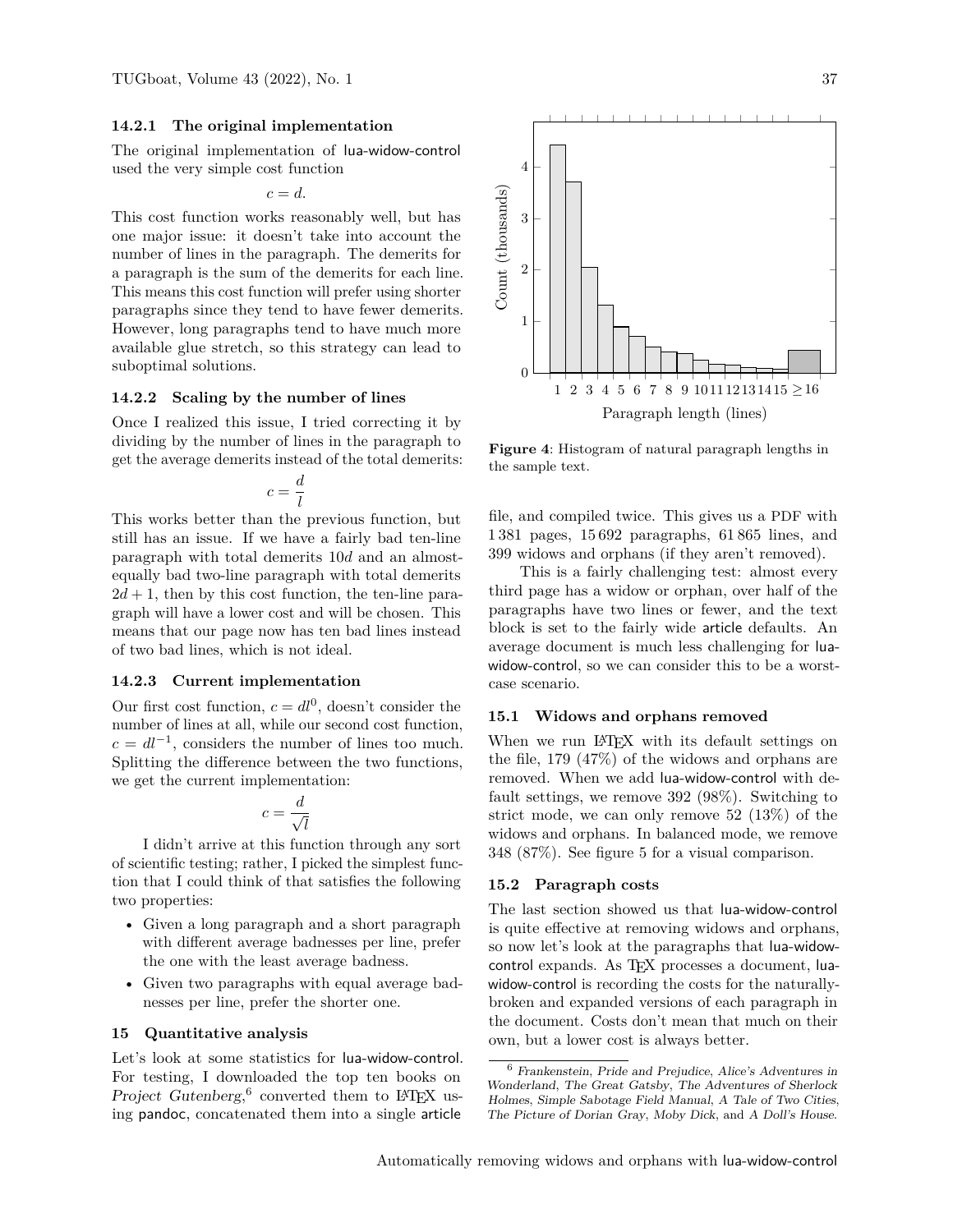#### 14.2.1 The original implementation

The original implementation of lua-widow-control used the very simple cost function

$$c = d.$$

This cost function works reasonably well, but has one major issue: it doesn't take into account the number of lines in the paragraph. The demerits for a paragraph is the sum of the demerits for each line. This means this cost function will prefer using shorter paragraphs since they tend to have fewer demerits. However, long paragraphs tend to have much more available glue stretch, so this strategy can lead to suboptimal solutions.

#### 14.2.2 Scaling by the number of lines

Once I realized this issue, I tried correcting it by dividing by the number of lines in the paragraph to get the average demerits instead of the total demerits:

$$c = \frac{d}{l}$$

This works better than the previous function, but still has an issue. If we have a fairly bad ten-line paragraph with total demerits $10d$ and an almost-equally bad two-line paragraph with total demerits $2d + 1$, then by this cost function, the ten-line paragraph will have a lower cost and will be chosen. This means that our page now has ten bad lines instead of two bad lines, which is not ideal.

#### 14.2.3 Current implementation

Our first cost function, $c = dl^0$, doesn't consider the number of lines at all, while our second cost function, $c = dl^{-1}$, considers the number of lines too much. Splitting the difference between the two functions, we get the current implementation:

$$c = \frac{d}{\sqrt{l}}$$

I didn't arrive at this function through any sort of scientific testing; rather, I picked the simplest function that I could think of that satisfies the following two properties:

- Given a long paragraph and a short paragraph with different average badnesses per line, prefer the one with the least average badness.
- Given two paragraphs with equal average badnesses per line, prefer the shorter one.

## 15 Quantitative analysis

Let's look at some statistics for lua-widow-control. For testing, I downloaded the top ten books on *Project Gutenberg*,[6] converted them to LaTeX using pandoc, concatenated them into a single article file, and compiled twice. This gives us a PDF with 1 381 pages, 15 692 paragraphs, 61 865 lines, and 399 widows and orphans (if they aren't removed).

**Figure 4**: Histogram of natural paragraph lengths in the sample text.

This is a fairly challenging test: almost every third page has a widow or orphan, over half of the paragraphs have two lines or fewer, and the text block is set to the fairly wide article defaults. An average document is much less challenging for lua-widow-control, so we can consider this to be a worst-case scenario.

### 15.1 Widows and orphans removed

When we run LaTeX with its default settings on the file, 179 (47%) of the widows and orphans are removed. When we add lua-widow-control with default settings, we remove 392 (98%). Switching to strict mode, we can only remove 52 (13%) of the widows and orphans. In balanced mode, we remove 348 (87%). See figure 5 for a visual comparison.

### 15.2 Paragraph costs

The last section showed us that lua-widow-control is quite effective at removing widows and orphans, so now let's look at the paragraphs that lua-widow-control expands. As TeX processes a document, lua-widow-control is recording the costs for the naturally-broken and expanded versions of each paragraph in the document. Costs don't mean that much on their own, but a lower cost is always better.

[6] *Frankenstein*, *Pride and Prejudice*, *Alice's Adventures in Wonderland*, *The Great Gatsby*, *The Adventures of Sherlock Holmes*, *Simple Sabotage Field Manual*, *A Tale of Two Cities*, *The Picture of Dorian Gray*, *Moby Dick*, and *A Doll's House*.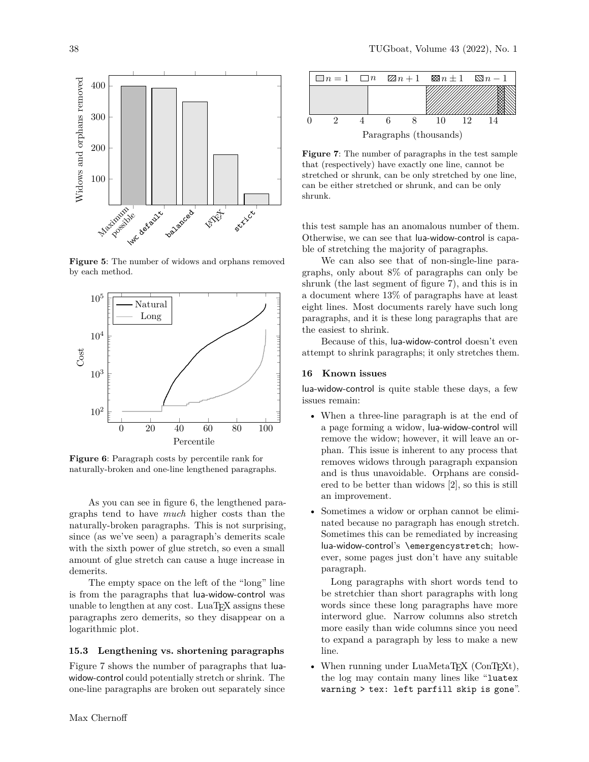**Figure 5**: The number of widows and orphans removed by each method.

**Figure 6**: Paragraph costs by percentile rank for naturally-broken and one-line lengthened paragraphs.

As you can see in figure 6, the lengthened paragraphs tend to have *much* higher costs than the naturally-broken paragraphs. This is not surprising, since (as we've seen) a paragraph's demerits scale with the sixth power of glue stretch, so even a small amount of glue stretch can cause a huge increase in demerits.

The empty space on the left of the "long" line is from the paragraphs that lua-widow-control was unable to lengthen at any cost. LuaTeX assigns these paragraphs zero demerits, so they disappear on a logarithmic plot.

### 15.3 Lengthening vs. shortening paragraphs

Figure 7 shows the number of paragraphs that lua-widow-control could potentially stretch or shrink. The one-line paragraphs are broken out separately since this test sample has an anomalous number of them. Otherwise, we can see that lua-widow-control is capable of stretching the majority of paragraphs.

**Figure 7**: The number of paragraphs in the test sample that (respectively) have exactly one line, cannot be stretched or shrunk, can be only stretched by one line, can be either stretched or shrunk, and can be only shrunk.

We can also see that of non-single-line paragraphs, only about 8% of paragraphs can only be shrunk (the last segment of figure 7), and this is in a document where 13% of paragraphs have at least eight lines. Most documents rarely have such long paragraphs, and it is these long paragraphs that are the easiest to shrink.

Because of this, lua-widow-control doesn't even attempt to shrink paragraphs; it only stretches them.

## 16 Known issues

lua-widow-control is quite stable these days, a few issues remain:

- When a three-line paragraph is at the end of a page forming a widow, lua-widow-control will remove the widow; however, it will leave an orphan. This issue is inherent to any process that removes widows through paragraph expansion and is thus unavoidable. Orphans are considered to be better than widows [2], so this is still an improvement.
- Sometimes a widow or orphan cannot be eliminated because no paragraph has enough stretch. Sometimes this can be remediated by increasing lua-widow-control's `\emergencystretch`; however, some pages just don't have any suitable paragraph.

  Long paragraphs with short words tend to be stretchier than short paragraphs with long words since these long paragraphs have more interword glue. Narrow columns also stretch more easily than wide columns since you need to expand a paragraph by less to make a new line.
- When running under LuaMetaTeX (ConTeXt), the log may contain many lines like "`luatex warning > tex: left parfill skip is gone`".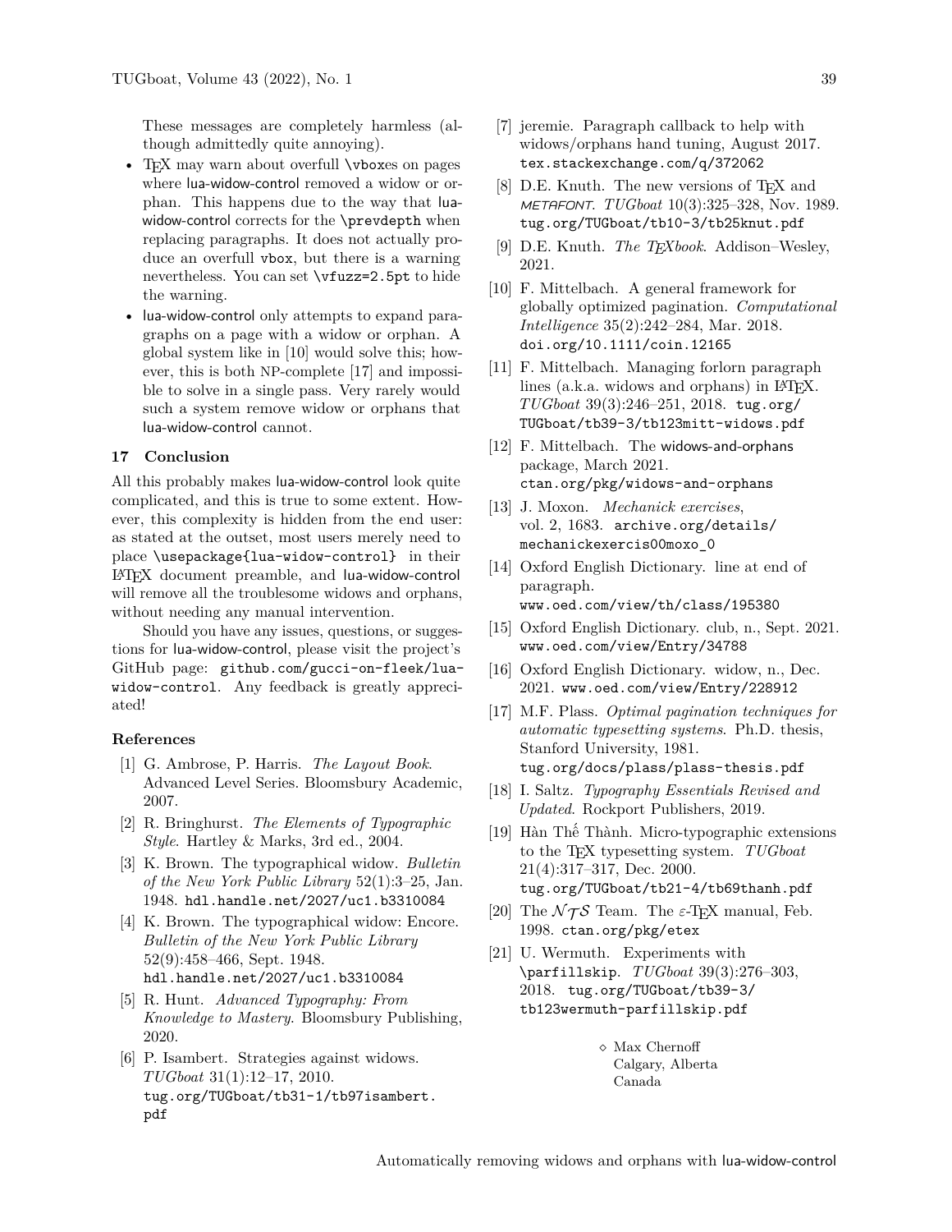These messages are completely harmless (although admittedly quite annoying).

- TeX may warn about overfull \vboxes on pages where lua-widow-control removed a widow or orphan. This happens due to the way that lua-widow-control corrects for the \prevdepth when replacing paragraphs. It does not actually produce an overfull vbox, but there is a warning nevertheless. You can set \vfuzz=2.5pt to hide the warning.
- lua-widow-control only attempts to expand paragraphs on a page with a widow or orphan. A global system like in [10] would solve this; however, this is both NP-complete [17] and impossible to solve in a single pass. Very rarely would such a system remove widow or orphans that lua-widow-control cannot.

## 17 Conclusion

All this probably makes lua-widow-control look quite complicated, and this is true to some extent. However, this complexity is hidden from the end user: as stated at the outset, most users merely need to place \usepackage{lua-widow-control} in their LaTeX document preamble, and lua-widow-control will remove all the troublesome widows and orphans, without needing any manual intervention.

Should you have any issues, questions, or suggestions for lua-widow-control, please visit the project's GitHub page: github.com/gucci-on-fleek/lua-widow-control. Any feedback is greatly appreciated!

### References

[1] G. Ambrose, P. Harris. *The Layout Book*. Advanced Level Series. Bloomsbury Academic, 2007.

[2] R. Bringhurst. *The Elements of Typographic Style*. Hartley & Marks, 3rd ed., 2004.

[3] K. Brown. The typographical widow. *Bulletin of the New York Public Library* 52(1):3–25, Jan. 1948. hdl.handle.net/2027/uc1.b3310084

[4] K. Brown. The typographical widow: Encore. *Bulletin of the New York Public Library* 52(9):458–466, Sept. 1948. hdl.handle.net/2027/uc1.b3310084

[5] R. Hunt. *Advanced Typography: From Knowledge to Mastery*. Bloomsbury Publishing, 2020.

[6] P. Isambert. Strategies against widows. *TUGboat* 31(1):12–17, 2010. tug.org/TUGboat/tb31-1/tb97isambert.pdf

[7] jeremie. Paragraph callback to help with widows/orphans hand tuning, August 2017. tex.stackexchange.com/q/372062

[8] D.E. Knuth. The new versions of TeX and METAFONT. *TUGboat* 10(3):325–328, Nov. 1989. tug.org/TUGboat/tb10-3/tb25knut.pdf

[9] D.E. Knuth. *The TeXbook*. Addison–Wesley, 2021.

[10] F. Mittelbach. A general framework for globally optimized pagination. *Computational Intelligence* 35(2):242–284, Mar. 2018. doi.org/10.1111/coin.12165

[11] F. Mittelbach. Managing forlorn paragraph lines (a.k.a. widows and orphans) in LaTeX. *TUGboat* 39(3):246–251, 2018. tug.org/TUGboat/tb39-3/tb123mitt-widows.pdf

[12] F. Mittelbach. The widows-and-orphans package, March 2021. ctan.org/pkg/widows-and-orphans

[13] J. Moxon. *Mechanick exercises*, vol. 2, 1683. archive.org/details/mechanickexercis00moxo_0

[14] Oxford English Dictionary. line at end of paragraph. www.oed.com/view/th/class/195380

[15] Oxford English Dictionary. club, n., Sept. 2021. www.oed.com/view/Entry/34788

[16] Oxford English Dictionary. widow, n., Dec. 2021. www.oed.com/view/Entry/228912

[17] M.F. Plass. *Optimal pagination techniques for automatic typesetting systems*. Ph.D. thesis, Stanford University, 1981. tug.org/docs/plass/plass-thesis.pdf

[18] I. Saltz. *Typography Essentials Revised and Updated*. Rockport Publishers, 2019.

[19] Hàn Thế Thành. Micro-typographic extensions to the TeX typesetting system. *TUGboat* 21(4):317–317, Dec. 2000. tug.org/TUGboat/tb21-4/tb69thanh.pdf

[20] The $\mathcal{NTS}$ Team. The ε-TeX manual, Feb. 1998. ctan.org/pkg/etex

[21] U. Wermuth. Experiments with \parfillskip. *TUGboat* 39(3):276–303, 2018. tug.org/TUGboat/tb39-3/tb123wermuth-parfillskip.pdf

◇ Max Chernoff
Calgary, Alberta
Canada